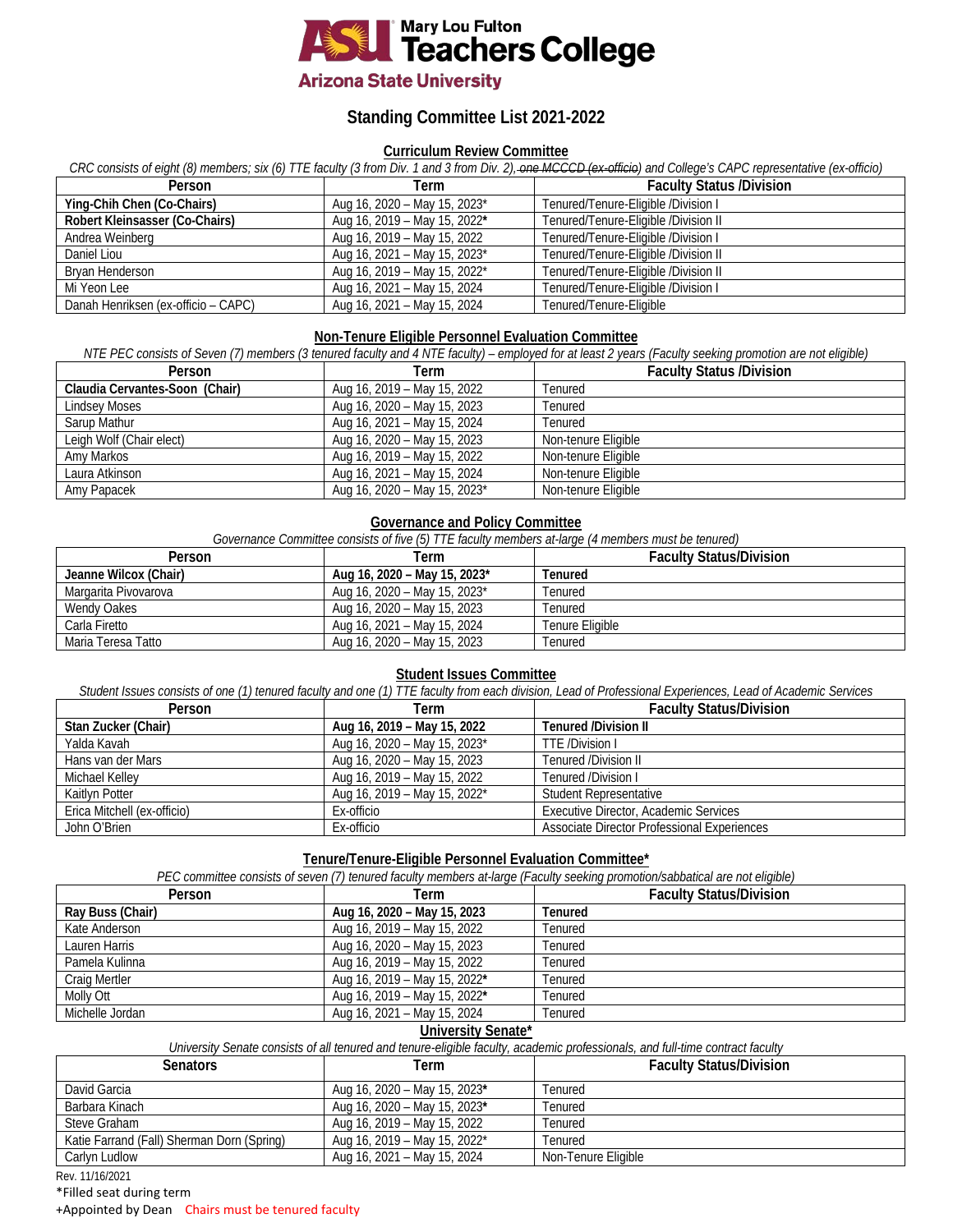Mary Lou Fulton Teachers College
Arizona State University

# Standing Committee List 2021-2022

## Curriculum Review Committee

*CRC consists of eight (8) members; six (6) TTE faculty (3 from Div. 1 and 3 from Div. 2), ~~one MCCCD (ex-officio)~~ and College's CAPC representative (ex-officio)*

| Person | Term | Faculty Status /Division |
|---|---|---|
| **Ying-Chih Chen (Co-Chairs)** | Aug 16, 2020 – May 15, 2023* | Tenured/Tenure-Eligible /Division I |
| **Robert Kleinsasser (Co-Chairs)** | Aug 16, 2019 – May 15, 2022* | Tenured/Tenure-Eligible /Division II |
| Andrea Weinberg | Aug 16, 2019 – May 15, 2022 | Tenured/Tenure-Eligible /Division I |
| Daniel Liou | Aug 16, 2021 – May 15, 2023* | Tenured/Tenure-Eligible /Division II |
| Bryan Henderson | Aug 16, 2019 – May 15, 2022* | Tenured/Tenure-Eligible /Division II |
| Mi Yeon Lee | Aug 16, 2021 – May 15, 2024 | Tenured/Tenure-Eligible /Division I |
| Danah Henriksen (ex-officio – CAPC) | Aug 16, 2021 – May 15, 2024 | Tenured/Tenure-Eligible |

## Non-Tenure Eligible Personnel Evaluation Committee

*NTE PEC consists of Seven (7) members (3 tenured faculty and 4 NTE faculty) – employed for at least 2 years (Faculty seeking promotion are not eligible)*

| Person | Term | Faculty Status /Division |
|---|---|---|
| **Claudia Cervantes-Soon (Chair)** | Aug 16, 2019 – May 15, 2022 | Tenured |
| Lindsey Moses | Aug 16, 2020 – May 15, 2023 | Tenured |
| Sarup Mathur | Aug 16, 2021 – May 15, 2024 | Tenured |
| Leigh Wolf (Chair elect) | Aug 16, 2020 – May 15, 2023 | Non-tenure Eligible |
| Amy Markos | Aug 16, 2019 – May 15, 2022 | Non-tenure Eligible |
| Laura Atkinson | Aug 16, 2021 – May 15, 2024 | Non-tenure Eligible |
| Amy Papacek | Aug 16, 2020 – May 15, 2023* | Non-tenure Eligible |

## Governance and Policy Committee

*Governance Committee consists of five (5) TTE faculty members at-large (4 members must be tenured)*

| Person | Term | Faculty Status/Division |
|---|---|---|
| **Jeanne Wilcox (Chair)** | **Aug 16, 2020 – May 15, 2023*** | **Tenured** |
| Margarita Pivovarova | Aug 16, 2020 – May 15, 2023* | Tenured |
| Wendy Oakes | Aug 16, 2020 – May 15, 2023 | Tenured |
| Carla Firetto | Aug 16, 2021 – May 15, 2024 | Tenure Eligible |
| Maria Teresa Tatto | Aug 16, 2020 – May 15, 2023 | Tenured |

## Student Issues Committee

*Student Issues consists of one (1) tenured faculty and one (1) TTE faculty from each division, Lead of Professional Experiences, Lead of Academic Services*

| Person | Term | Faculty Status/Division |
|---|---|---|
| **Stan Zucker (Chair)** | **Aug 16, 2019 – May 15, 2022** | **Tenured /Division II** |
| Yalda Kavah | Aug 16, 2020 – May 15, 2023* | TTE /Division I |
| Hans van der Mars | Aug 16, 2020 – May 15, 2023 | Tenured /Division II |
| Michael Kelley | Aug 16, 2019 – May 15, 2022 | Tenured /Division I |
| Kaitlyn Potter | Aug 16, 2019 – May 15, 2022* | Student Representative |
| Erica Mitchell (ex-officio) | Ex-officio | Executive Director, Academic Services |
| John O'Brien | Ex-officio | Associate Director Professional Experiences |

## Tenure/Tenure-Eligible Personnel Evaluation Committee*

*PEC committee consists of seven (7) tenured faculty members at-large (Faculty seeking promotion/sabbatical are not eligible)*

| Person | Term | Faculty Status/Division |
|---|---|---|
| **Ray Buss (Chair)** | **Aug 16, 2020 – May 15, 2023** | **Tenured** |
| Kate Anderson | Aug 16, 2019 – May 15, 2022 | Tenured |
| Lauren Harris | Aug 16, 2020 – May 15, 2023 | Tenured |
| Pamela Kulinna | Aug 16, 2019 – May 15, 2022 | Tenured |
| Craig Mertler | Aug 16, 2019 – May 15, 2022* | Tenured |
| Molly Ott | Aug 16, 2019 – May 15, 2022* | Tenured |
| Michelle Jordan | Aug 16, 2021 – May 15, 2024 | Tenured |

## University Senate*

*University Senate consists of all tenured and tenure-eligible faculty, academic professionals, and full-time contract faculty*

| Senators | Term | Faculty Status/Division |
|---|---|---|
| David Garcia | Aug 16, 2020 – May 15, 2023* | Tenured |
| Barbara Kinach | Aug 16, 2020 – May 15, 2023* | Tenured |
| Steve Graham | Aug 16, 2019 – May 15, 2022 | Tenured |
| Katie Farrand (Fall) Sherman Dorn (Spring) | Aug 16, 2019 – May 15, 2022* | Tenured |
| Carlyn Ludlow | Aug 16, 2021 – May 15, 2024 | Non-Tenure Eligible |

Rev. 11/16/2021

*Filled seat during term

+Appointed by Dean    Chairs must be tenured faculty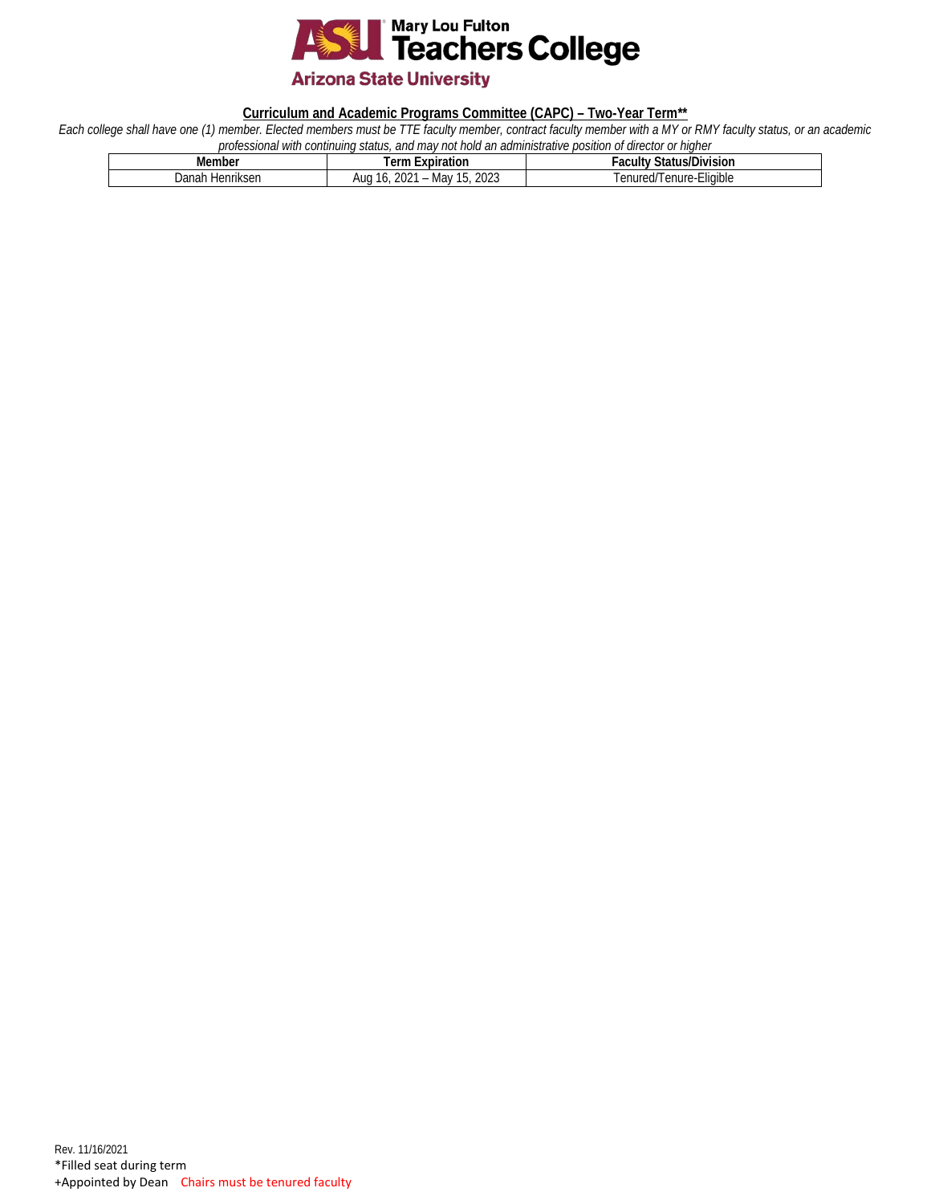**Curriculum and Academic Programs Committee (CAPC) – Two-Year Term****

*Each college shall have one (1) member. Elected members must be TTE faculty member, contract faculty member with a MY or RMY faculty status, or an academic professional with continuing status, and may not hold an administrative position of director or higher*

| Member | Term Expiration | Faculty Status/Division |
|---|---|---|
| Danah Henriksen | Aug 16, 2021 – May 15, 2023 | Tenured/Tenure-Eligible |

Rev. 11/16/2021
*Filled seat during term
+Appointed by Dean    Chairs must be tenured faculty